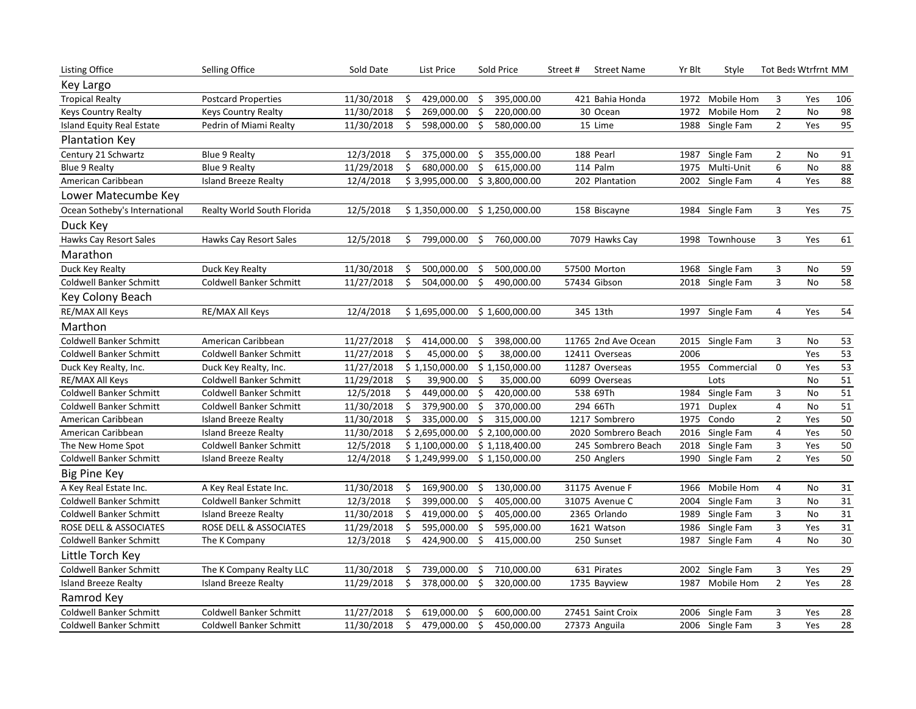| Listing Office | Selling Office | Sold Date | List Price | Sold Price | Street # | Street Name | Yr Blt | Style | Tot Beds | Wtrfrnt | MM |
|---|---|---|---|---|---|---|---|---|---|---|---|
| **Key Largo** | | | | | | | | | | | |
| Tropical Realty | Postcard Properties | 11/30/2018 | $ 429,000.00 | $ 395,000.00 | 421 | Bahia Honda | 1972 | Mobile Hom | 3 | Yes | 106 |
| Keys Country Realty | Keys Country Realty | 11/30/2018 | $ 269,000.00 | $ 220,000.00 | 30 | Ocean | 1972 | Mobile Hom | 2 | No | 98 |
| Island Equity Real Estate | Pedrin of Miami Realty | 11/30/2018 | $ 598,000.00 | $ 580,000.00 | 15 | Lime | 1988 | Single Fam | 2 | Yes | 95 |
| **Plantation Key** | | | | | | | | | | | |
| Century 21 Schwartz | Blue 9 Realty | 12/3/2018 | $ 375,000.00 | $ 355,000.00 | 188 | Pearl | 1987 | Single Fam | 2 | No | 91 |
| Blue 9 Realty | Blue 9 Realty | 11/29/2018 | $ 680,000.00 | $ 615,000.00 | 114 | Palm | 1975 | Multi-Unit | 6 | No | 88 |
| American Caribbean | Island Breeze Realty | 12/4/2018 | $ 3,995,000.00 | $ 3,800,000.00 | 202 | Plantation | 2002 | Single Fam | 4 | Yes | 88 |
| **Lower Matecumbe Key** | | | | | | | | | | | |
| Ocean Sotheby's International | Realty World South Florida | 12/5/2018 | $ 1,350,000.00 | $ 1,250,000.00 | 158 | Biscayne | 1984 | Single Fam | 3 | Yes | 75 |
| **Duck Key** | | | | | | | | | | | |
| Hawks Cay Resort Sales | Hawks Cay Resort Sales | 12/5/2018 | $ 799,000.00 | $ 760,000.00 | 7079 | Hawks Cay | 1998 | Townhouse | 3 | Yes | 61 |
| **Marathon** | | | | | | | | | | | |
| Duck Key Realty | Duck Key Realty | 11/30/2018 | $ 500,000.00 | $ 500,000.00 | 57500 | Morton | 1968 | Single Fam | 3 | No | 59 |
| Coldwell Banker Schmitt | Coldwell Banker Schmitt | 11/27/2018 | $ 504,000.00 | $ 490,000.00 | 57434 | Gibson | 2018 | Single Fam | 3 | No | 58 |
| **Key Colony Beach** | | | | | | | | | | | |
| RE/MAX All Keys | RE/MAX All Keys | 12/4/2018 | $ 1,695,000.00 | $ 1,600,000.00 | 345 | 13th | 1997 | Single Fam | 4 | Yes | 54 |
| **Marthon** | | | | | | | | | | | |
| Coldwell Banker Schmitt | American Caribbean | 11/27/2018 | $ 414,000.00 | $ 398,000.00 | 11765 | 2nd Ave Ocean | 2015 | Single Fam | 3 | No | 53 |
| Coldwell Banker Schmitt | Coldwell Banker Schmitt | 11/27/2018 | $ 45,000.00 | $ 38,000.00 | 12411 | Overseas | 2006 | | | Yes | 53 |
| Duck Key Realty, Inc. | Duck Key Realty, Inc. | 11/27/2018 | $ 1,150,000.00 | $ 1,150,000.00 | 11287 | Overseas | 1955 | Commercial | 0 | Yes | 53 |
| RE/MAX All Keys | Coldwell Banker Schmitt | 11/29/2018 | $ 39,900.00 | $ 35,000.00 | 6099 | Overseas | | Lots | | No | 51 |
| Coldwell Banker Schmitt | Coldwell Banker Schmitt | 12/5/2018 | $ 449,000.00 | $ 420,000.00 | 538 | 69Th | 1984 | Single Fam | 3 | No | 51 |
| Coldwell Banker Schmitt | Coldwell Banker Schmitt | 11/30/2018 | $ 379,900.00 | $ 370,000.00 | 294 | 66Th | 1971 | Duplex | 4 | No | 51 |
| American Caribbean | Island Breeze Realty | 11/30/2018 | $ 335,000.00 | $ 315,000.00 | 1217 | Sombrero | 1975 | Condo | 2 | Yes | 50 |
| American Caribbean | Island Breeze Realty | 11/30/2018 | $ 2,695,000.00 | $ 2,100,000.00 | 2020 | Sombrero Beach | 2016 | Single Fam | 4 | Yes | 50 |
| The New Home Spot | Coldwell Banker Schmitt | 12/5/2018 | $ 1,100,000.00 | $ 1,118,400.00 | 245 | Sombrero Beach | 2018 | Single Fam | 3 | Yes | 50 |
| Coldwell Banker Schmitt | Island Breeze Realty | 12/4/2018 | $ 1,249,999.00 | $ 1,150,000.00 | 250 | Anglers | 1990 | Single Fam | 2 | Yes | 50 |
| **Big Pine Key** | | | | | | | | | | | |
| A Key Real Estate Inc. | A Key Real Estate Inc. | 11/30/2018 | $ 169,900.00 | $ 130,000.00 | 31175 | Avenue F | 1966 | Mobile Hom | 4 | No | 31 |
| Coldwell Banker Schmitt | Coldwell Banker Schmitt | 12/3/2018 | $ 399,000.00 | $ 405,000.00 | 31075 | Avenue C | 2004 | Single Fam | 3 | No | 31 |
| Coldwell Banker Schmitt | Island Breeze Realty | 11/30/2018 | $ 419,000.00 | $ 405,000.00 | 2365 | Orlando | 1989 | Single Fam | 3 | No | 31 |
| ROSE DELL & ASSOCIATES | ROSE DELL & ASSOCIATES | 11/29/2018 | $ 595,000.00 | $ 595,000.00 | 1621 | Watson | 1986 | Single Fam | 3 | Yes | 31 |
| Coldwell Banker Schmitt | The K Company | 12/3/2018 | $ 424,900.00 | $ 415,000.00 | 250 | Sunset | 1987 | Single Fam | 4 | No | 30 |
| **Little Torch Key** | | | | | | | | | | | |
| Coldwell Banker Schmitt | The K Company Realty LLC | 11/30/2018 | $ 739,000.00 | $ 710,000.00 | 631 | Pirates | 2002 | Single Fam | 3 | Yes | 29 |
| Island Breeze Realty | Island Breeze Realty | 11/29/2018 | $ 378,000.00 | $ 320,000.00 | 1735 | Bayview | 1987 | Mobile Hom | 2 | Yes | 28 |
| **Ramrod Key** | | | | | | | | | | | |
| Coldwell Banker Schmitt | Coldwell Banker Schmitt | 11/27/2018 | $ 619,000.00 | $ 600,000.00 | 27451 | Saint Croix | 2006 | Single Fam | 3 | Yes | 28 |
| Coldwell Banker Schmitt | Coldwell Banker Schmitt | 11/30/2018 | $ 479,000.00 | $ 450,000.00 | 27373 | Anguila | 2006 | Single Fam | 3 | Yes | 28 |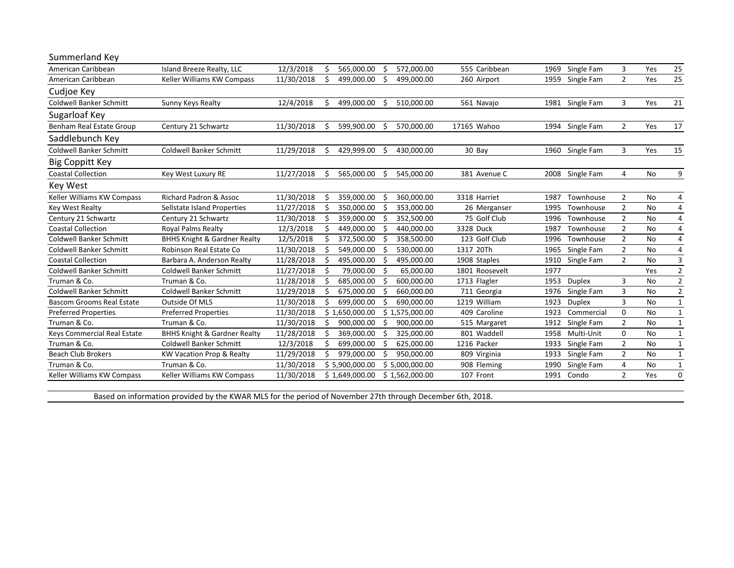| | | | | | | | | | | |
|---|---|---|---|---|---|---|---|---|---|---|
| **Summerland Key** | | | | | | | | | | |
| American Caribbean | Island Breeze Realty, LLC | 12/3/2018 | $ 565,000.00 | $ 572,000.00 | 555 Caribbean | 1969 | Single Fam | 3 | Yes | 25 |
| American Caribbean | Keller Williams KW Compass | 11/30/2018 | $ 499,000.00 | $ 499,000.00 | 260 Airport | 1959 | Single Fam | 2 | Yes | 25 |
| **Cudjoe Key** | | | | | | | | | | |
| Coldwell Banker Schmitt | Sunny Keys Realty | 12/4/2018 | $ 499,000.00 | $ 510,000.00 | 561 Navajo | 1981 | Single Fam | 3 | Yes | 21 |
| **Sugarloaf Key** | | | | | | | | | | |
| Benham Real Estate Group | Century 21 Schwartz | 11/30/2018 | $ 599,900.00 | $ 570,000.00 | 17165 Wahoo | 1994 | Single Fam | 2 | Yes | 17 |
| **Saddlebunch Key** | | | | | | | | | | |
| Coldwell Banker Schmitt | Coldwell Banker Schmitt | 11/29/2018 | $ 429,999.00 | $ 430,000.00 | 30 Bay | 1960 | Single Fam | 3 | Yes | 15 |
| **Big Coppitt Key** | | | | | | | | | | |
| Coastal Collection | Key West Luxury RE | 11/27/2018 | $ 565,000.00 | $ 545,000.00 | 381 Avenue C | 2008 | Single Fam | 4 | No | 9 |
| **Key West** | | | | | | | | | | |
| Keller Williams KW Compass | Richard Padron & Assoc | 11/30/2018 | $ 359,000.00 | $ 360,000.00 | 3318 Harriet | 1987 | Townhouse | 2 | No | 4 |
| Key West Realty | Sellstate Island Properties | 11/27/2018 | $ 350,000.00 | $ 353,000.00 | 26 Merganser | 1995 | Townhouse | 2 | No | 4 |
| Century 21 Schwartz | Century 21 Schwartz | 11/30/2018 | $ 359,000.00 | $ 352,500.00 | 75 Golf Club | 1996 | Townhouse | 2 | No | 4 |
| Coastal Collection | Royal Palms Realty | 12/3/2018 | $ 449,000.00 | $ 440,000.00 | 3328 Duck | 1987 | Townhouse | 2 | No | 4 |
| Coldwell Banker Schmitt | BHHS Knight & Gardner Realty | 12/5/2018 | $ 372,500.00 | $ 358,500.00 | 123 Golf Club | 1996 | Townhouse | 2 | No | 4 |
| Coldwell Banker Schmitt | Robinson Real Estate Co | 11/30/2018 | $ 549,000.00 | $ 530,000.00 | 1317 20Th | 1965 | Single Fam | 2 | No | 4 |
| Coastal Collection | Barbara A. Anderson Realty | 11/28/2018 | $ 495,000.00 | $ 495,000.00 | 1908 Staples | 1910 | Single Fam | 2 | No | 3 |
| Coldwell Banker Schmitt | Coldwell Banker Schmitt | 11/27/2018 | $ 79,000.00 | $ 65,000.00 | 1801 Roosevelt | 1977 | | | Yes | 2 |
| Truman & Co. | Truman & Co. | 11/28/2018 | $ 685,000.00 | $ 600,000.00 | 1713 Flagler | 1953 | Duplex | 3 | No | 2 |
| Coldwell Banker Schmitt | Coldwell Banker Schmitt | 11/29/2018 | $ 675,000.00 | $ 660,000.00 | 711 Georgia | 1976 | Single Fam | 3 | No | 2 |
| Bascom Grooms Real Estate | Outside Of MLS | 11/30/2018 | $ 699,000.00 | $ 690,000.00 | 1219 William | 1923 | Duplex | 3 | No | 1 |
| Preferred Properties | Preferred Properties | 11/30/2018 | $ 1,650,000.00 | $ 1,575,000.00 | 409 Caroline | 1923 | Commercial | 0 | No | 1 |
| Truman & Co. | Truman & Co. | 11/30/2018 | $ 900,000.00 | $ 900,000.00 | 515 Margaret | 1912 | Single Fam | 2 | No | 1 |
| Keys Commercial Real Estate | BHHS Knight & Gardner Realty | 11/28/2018 | $ 369,000.00 | $ 325,000.00 | 801 Waddell | 1958 | Multi-Unit | 0 | No | 1 |
| Truman & Co. | Coldwell Banker Schmitt | 12/3/2018 | $ 699,000.00 | $ 625,000.00 | 1216 Packer | 1933 | Single Fam | 2 | No | 1 |
| Beach Club Brokers | KW Vacation Prop & Realty | 11/29/2018 | $ 979,000.00 | $ 950,000.00 | 809 Virginia | 1933 | Single Fam | 2 | No | 1 |
| Truman & Co. | Truman & Co. | 11/30/2018 | $ 5,900,000.00 | $ 5,000,000.00 | 908 Fleming | 1990 | Single Fam | 4 | No | 1 |
| Keller Williams KW Compass | Keller Williams KW Compass | 11/30/2018 | $ 1,649,000.00 | $ 1,562,000.00 | 107 Front | 1991 | Condo | 2 | Yes | 0 |

Based on information provided by the KWAR MLS for the period of November 27th through December 6th, 2018.